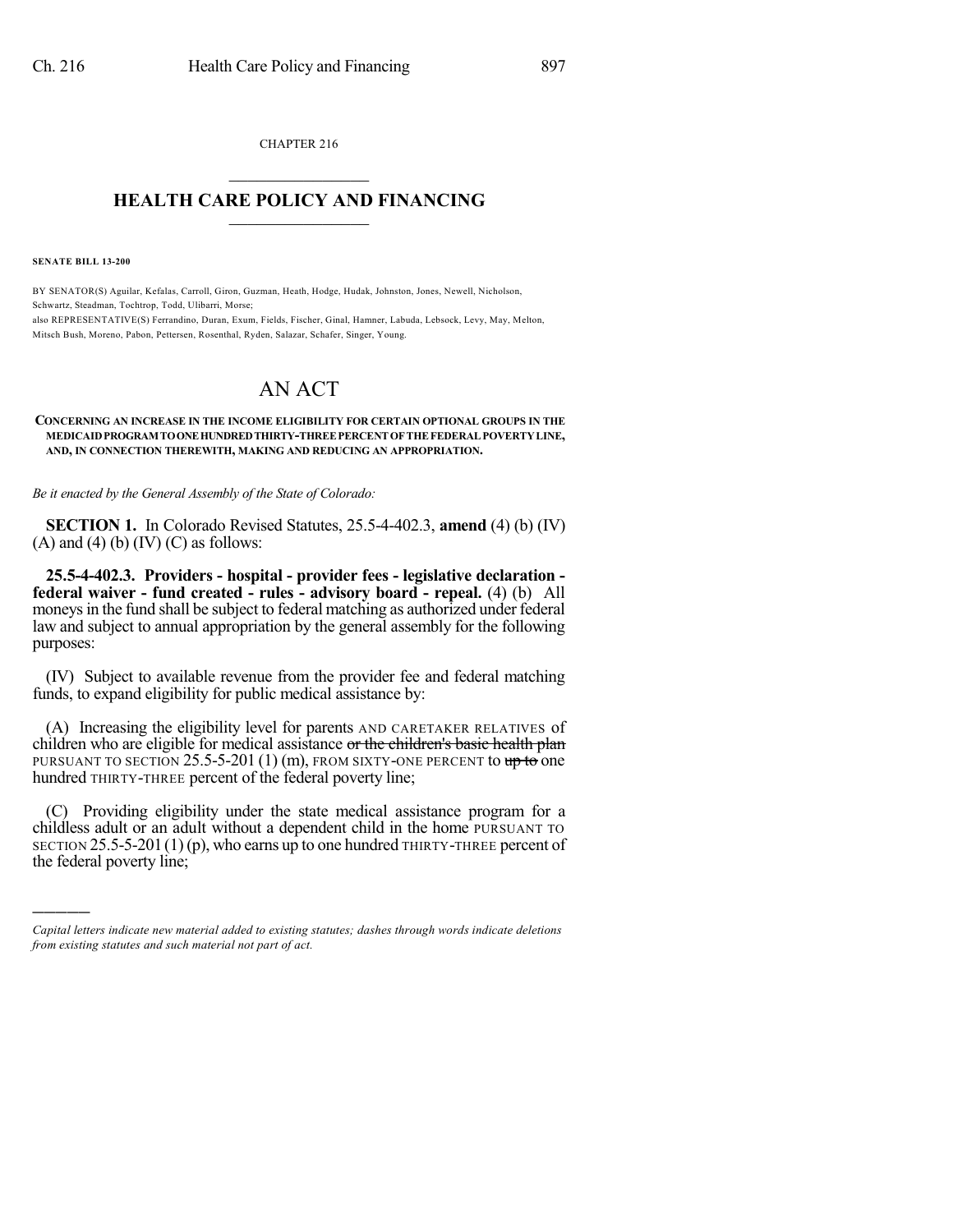CHAPTER 216

# HEALTH CARE POLICY AND FINANCING

**SENATE BILL 13-200**

BY SENATOR(S) Aguilar, Kefalas, Carroll, Giron, Guzman, Heath, Hodge, Hudak, Johnston, Jones, Newell, Nicholson, Schwartz, Steadman, Tochtrop, Todd, Ulibarri, Morse;
also REPRESENTATIVE(S) Ferrandino, Duran, Exum, Fields, Fischer, Ginal, Hamner, Labuda, Lebsock, Levy, May, Melton, Mitsch Bush, Moreno, Pabon, Pettersen, Rosenthal, Ryden, Salazar, Schafer, Singer, Young.

# AN ACT

**CONCERNING AN INCREASE IN THE INCOME ELIGIBILITY FOR CERTAIN OPTIONAL GROUPS IN THE MEDICAID PROGRAM TO ONE HUNDRED THIRTY-THREE PERCENT OF THE FEDERAL POVERTY LINE, AND, IN CONNECTION THEREWITH, MAKING AND REDUCING AN APPROPRIATION.**

*Be it enacted by the General Assembly of the State of Colorado:*

**SECTION 1.** In Colorado Revised Statutes, 25.5-4-402.3, **amend** (4) (b) (IV) (A) and (4) (b) (IV) (C) as follows:

**25.5-4-402.3. Providers - hospital - provider fees - legislative declaration - federal waiver - fund created - rules - advisory board - repeal.** (4) (b) All moneys in the fund shall be subject to federal matching as authorized under federal law and subject to annual appropriation by the general assembly for the following purposes:

(IV) Subject to available revenue from the provider fee and federal matching funds, to expand eligibility for public medical assistance by:

(A) Increasing the eligibility level for parents AND CARETAKER RELATIVES of children who are eligible for medical assistance ~~or the children's basic health plan~~ PURSUANT TO SECTION 25.5-5-201 (1) (m), FROM SIXTY-ONE PERCENT to ~~up to~~ one hundred THIRTY-THREE percent of the federal poverty line;

(C) Providing eligibility under the state medical assistance program for a childless adult or an adult without a dependent child in the home PURSUANT TO SECTION 25.5-5-201 (1) (p), who earns up to one hundred THIRTY-THREE percent of the federal poverty line;

---

*Capital letters indicate new material added to existing statutes; dashes through words indicate deletions from existing statutes and such material not part of act.*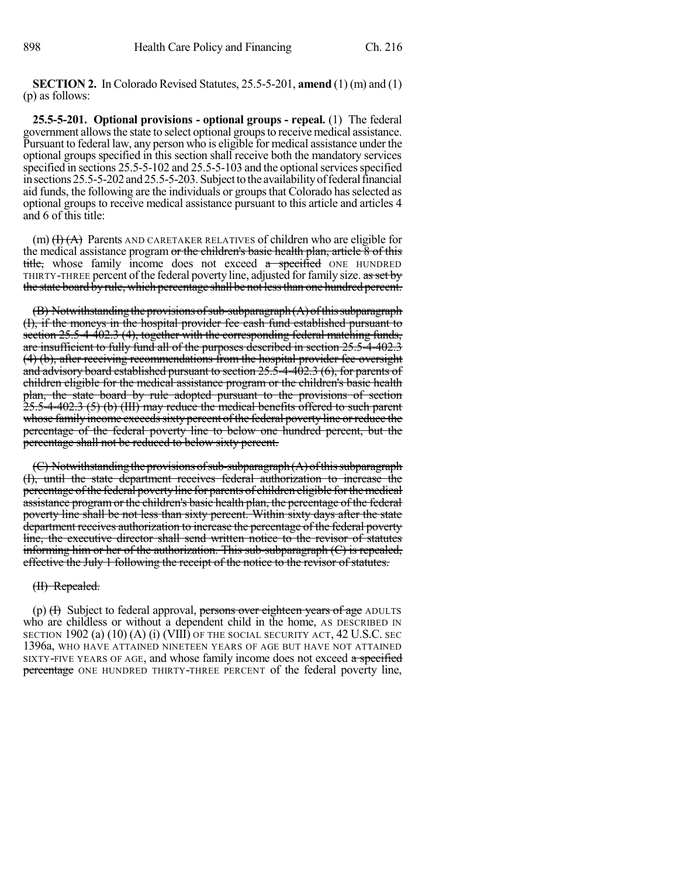**SECTION 2.** In Colorado Revised Statutes, 25.5-5-201, **amend** (1) (m) and (1) (p) as follows:

**25.5-5-201. Optional provisions - optional groups - repeal.** (1) The federal government allows the state to select optional groups to receive medical assistance. Pursuant to federal law, any person who is eligible for medical assistance under the optional groups specified in this section shall receive both the mandatory services specified in sections 25.5-5-102 and 25.5-5-103 and the optional services specified in sections 25.5-5-202 and 25.5-5-203. Subject to the availability of federal financial aid funds, the following are the individuals or groups that Colorado has selected as optional groups to receive medical assistance pursuant to this article and articles 4 and 6 of this title:

(m) ~~(I) (A)~~ Parents AND CARETAKER RELATIVES of children who are eligible for the medical assistance program ~~or the children's basic health plan, article 8 of this title,~~ whose family income does not exceed ~~a specified~~ ONE HUNDRED THIRTY-THREE percent of the federal poverty line, adjusted for family size. ~~as set by the state board by rule, which percentage shall be not less than one hundred percent.~~

~~(B) Notwithstanding the provisions of sub-subparagraph (A) of this subparagraph (I), if the moneys in the hospital provider fee cash fund established pursuant to section 25.5-4-402.3 (4), together with the corresponding federal matching funds, are insufficient to fully fund all of the purposes described in section 25.5-4-402.3 (4) (b), after receiving recommendations from the hospital provider fee oversight and advisory board established pursuant to section 25.5-4-402.3 (6), for parents of children eligible for the medical assistance program or the children's basic health plan, the state board by rule adopted pursuant to the provisions of section 25.5-4-402.3 (5) (b) (III) may reduce the medical benefits offered to such parent whose family income exceeds sixty percent of the federal poverty line or reduce the percentage of the federal poverty line to below one hundred percent, but the percentage shall not be reduced to below sixty percent.~~

~~(C) Notwithstanding the provisions of sub-subparagraph (A) of this subparagraph (I), until the state department receives federal authorization to increase the percentage of the federal poverty line for parents of children eligible for the medical assistance program or the children's basic health plan, the percentage of the federal poverty line shall be not less than sixty percent. Within sixty days after the state department receives authorization to increase the percentage of the federal poverty line, the executive director shall send written notice to the revisor of statutes informing him or her of the authorization. This sub-subparagraph (C) is repealed, effective the July 1 following the receipt of the notice to the revisor of statutes.~~

~~(II) Repealed.~~

(p) ~~(I)~~ Subject to federal approval, ~~persons over eighteen years of age~~ ADULTS who are childless or without a dependent child in the home, AS DESCRIBED IN SECTION 1902 (a) (10) (A) (i) (VIII) OF THE SOCIAL SECURITY ACT, 42 U.S.C. SEC 1396a, WHO HAVE ATTAINED NINETEEN YEARS OF AGE BUT HAVE NOT ATTAINED SIXTY-FIVE YEARS OF AGE, and whose family income does not exceed ~~a specified percentage~~ ONE HUNDRED THIRTY-THREE PERCENT of the federal poverty line,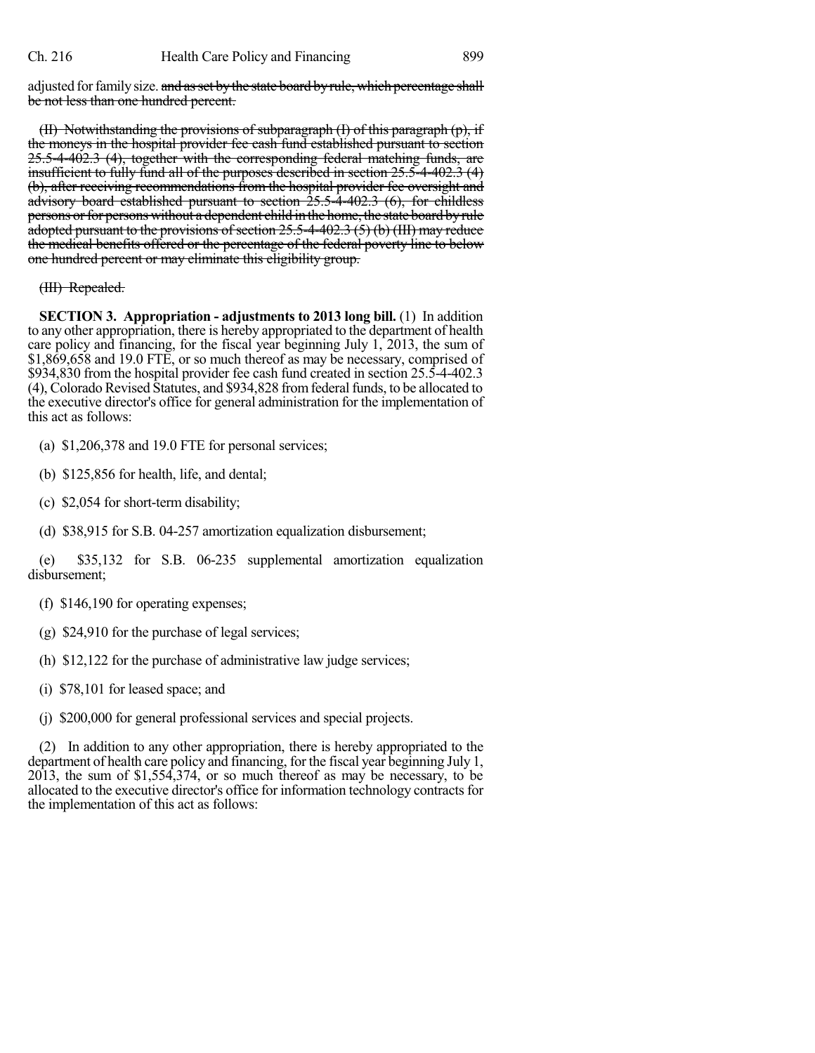adjusted for family size. ~~and as set by the state board by rule, which percentage shall be not less than one hundred percent.~~

~~(II) Notwithstanding the provisions of subparagraph (I) of this paragraph (p), if the moneys in the hospital provider fee cash fund established pursuant to section 25.5-4-402.3 (4), together with the corresponding federal matching funds, are insufficient to fully fund all of the purposes described in section 25.5-4-402.3 (4) (b), after receiving recommendations from the hospital provider fee oversight and advisory board established pursuant to section 25.5-4-402.3 (6), for childless persons or for persons without a dependent child in the home, the state board by rule adopted pursuant to the provisions of section 25.5-4-402.3 (5) (b) (III) may reduce the medical benefits offered or the percentage of the federal poverty line to below one hundred percent or may eliminate this eligibility group.~~

~~(III) Repealed.~~

**SECTION 3. Appropriation - adjustments to 2013 long bill.** (1) In addition to any other appropriation, there is hereby appropriated to the department of health care policy and financing, for the fiscal year beginning July 1, 2013, the sum of $1,869,658 and 19.0 FTE, or so much thereof as may be necessary, comprised of $934,830 from the hospital provider fee cash fund created in section 25.5-4-402.3 (4), Colorado Revised Statutes, and $934,828 from federal funds, to be allocated to the executive director's office for general administration for the implementation of this act as follows:

(a) $1,206,378 and 19.0 FTE for personal services;

(b) $125,856 for health, life, and dental;

(c) $2,054 for short-term disability;

(d) $38,915 for S.B. 04-257 amortization equalization disbursement;

(e) $35,132 for S.B. 06-235 supplemental amortization equalization disbursement;

(f) $146,190 for operating expenses;

(g) $24,910 for the purchase of legal services;

(h) $12,122 for the purchase of administrative law judge services;

(i) $78,101 for leased space; and

(j) $200,000 for general professional services and special projects.

(2) In addition to any other appropriation, there is hereby appropriated to the department of health care policy and financing, for the fiscal year beginning July 1, 2013, the sum of $1,554,374, or so much thereof as may be necessary, to be allocated to the executive director's office for information technology contracts for the implementation of this act as follows: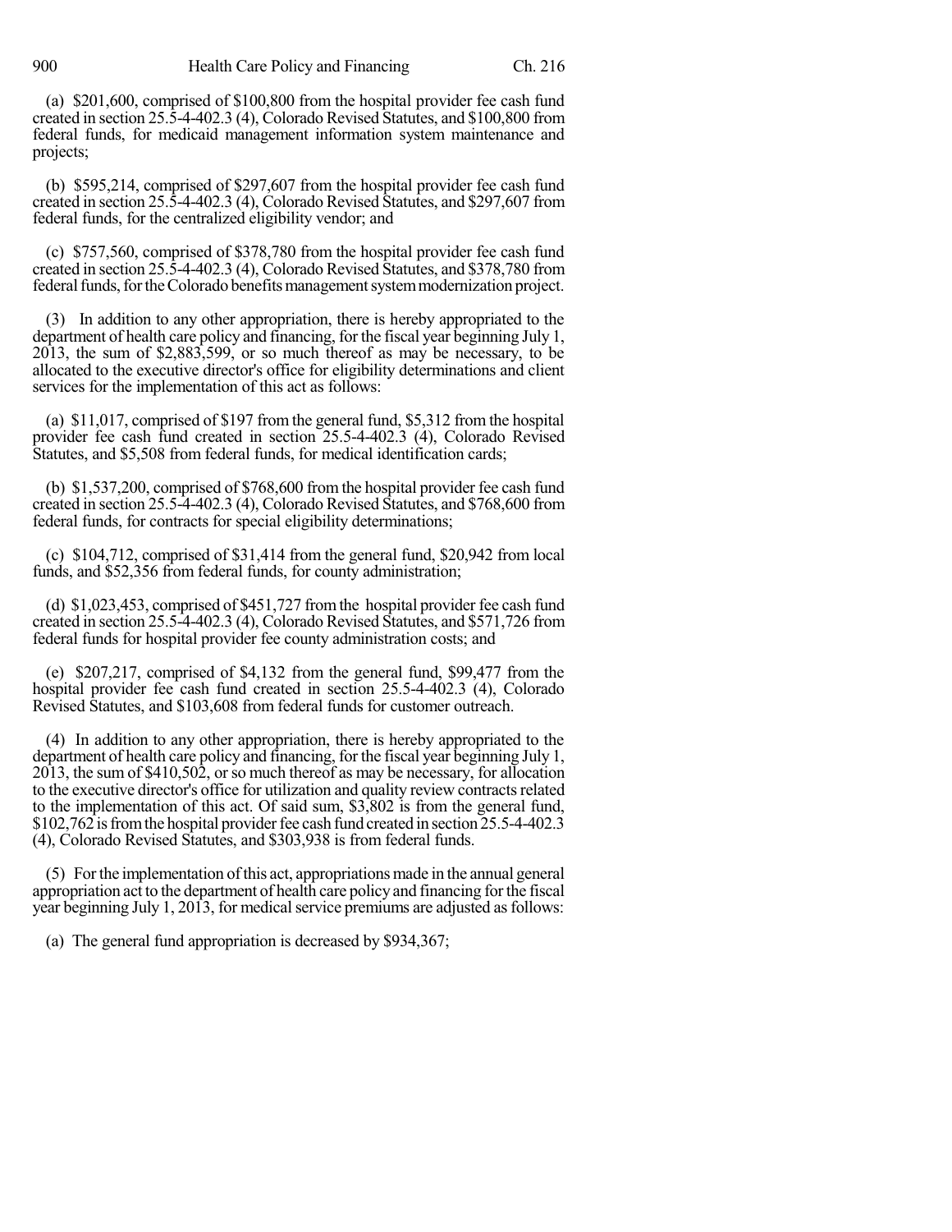(a) $201,600, comprised of $100,800 from the hospital provider fee cash fund created in section 25.5-4-402.3 (4), Colorado Revised Statutes, and $100,800 from federal funds, for medicaid management information system maintenance and projects;

(b) $595,214, comprised of $297,607 from the hospital provider fee cash fund created in section 25.5-4-402.3 (4), Colorado Revised Statutes, and $297,607 from federal funds, for the centralized eligibility vendor; and

(c) $757,560, comprised of $378,780 from the hospital provider fee cash fund created in section 25.5-4-402.3 (4), Colorado Revised Statutes, and $378,780 from federal funds, for the Colorado benefits management system modernization project.

(3) In addition to any other appropriation, there is hereby appropriated to the department of health care policy and financing, for the fiscal year beginning July 1, 2013, the sum of $2,883,599, or so much thereof as may be necessary, to be allocated to the executive director's office for eligibility determinations and client services for the implementation of this act as follows:

(a) $11,017, comprised of $197 from the general fund, $5,312 from the hospital provider fee cash fund created in section 25.5-4-402.3 (4), Colorado Revised Statutes, and $5,508 from federal funds, for medical identification cards;

(b) $1,537,200, comprised of $768,600 from the hospital provider fee cash fund created in section 25.5-4-402.3 (4), Colorado Revised Statutes, and $768,600 from federal funds, for contracts for special eligibility determinations;

(c) $104,712, comprised of $31,414 from the general fund, $20,942 from local funds, and $52,356 from federal funds, for county administration;

(d) $1,023,453, comprised of $451,727 from the hospital provider fee cash fund created in section 25.5-4-402.3 (4), Colorado Revised Statutes, and $571,726 from federal funds for hospital provider fee county administration costs; and

(e) $207,217, comprised of $4,132 from the general fund, $99,477 from the hospital provider fee cash fund created in section 25.5-4-402.3 (4), Colorado Revised Statutes, and $103,608 from federal funds for customer outreach.

(4) In addition to any other appropriation, there is hereby appropriated to the department of health care policy and financing, for the fiscal year beginning July 1, 2013, the sum of $410,502, or so much thereof as may be necessary, for allocation to the executive director's office for utilization and quality review contracts related to the implementation of this act. Of said sum, $3,802 is from the general fund, $102,762 is from the hospital provider fee cash fund created in section 25.5-4-402.3 (4), Colorado Revised Statutes, and $303,938 is from federal funds.

(5) For the implementation of this act, appropriations made in the annual general appropriation act to the department of health care policy and financing for the fiscal year beginning July 1, 2013, for medical service premiums are adjusted as follows:

(a) The general fund appropriation is decreased by $934,367;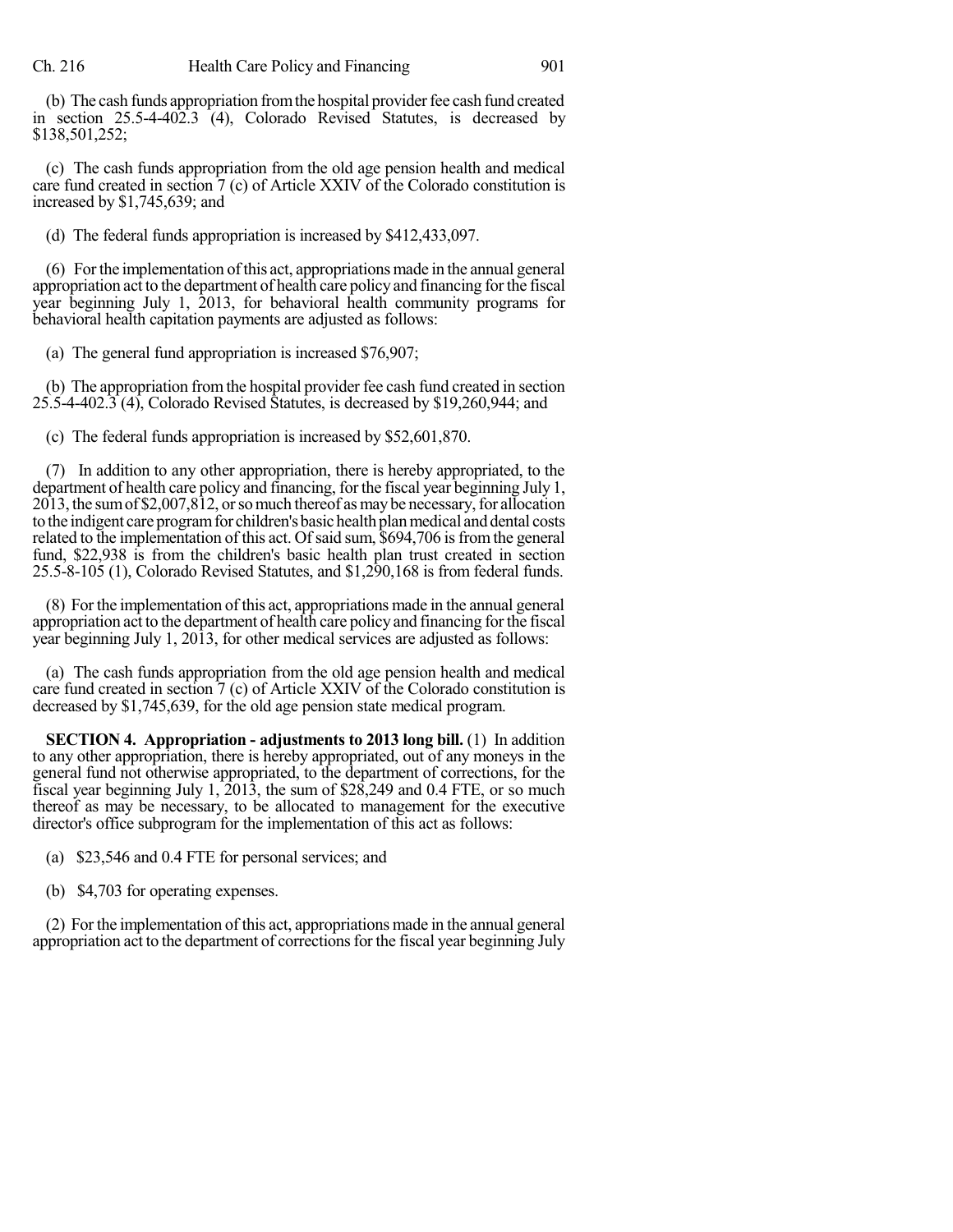(b) The cash funds appropriation from the hospital provider fee cash fund created in section 25.5-4-402.3 (4), Colorado Revised Statutes, is decreased by $138,501,252;

(c) The cash funds appropriation from the old age pension health and medical care fund created in section 7 (c) of Article XXIV of the Colorado constitution is increased by $1,745,639; and

(d) The federal funds appropriation is increased by $412,433,097.

(6) For the implementation of this act, appropriations made in the annual general appropriation act to the department of health care policy and financing for the fiscal year beginning July 1, 2013, for behavioral health community programs for behavioral health capitation payments are adjusted as follows:

(a) The general fund appropriation is increased $76,907;

(b) The appropriation from the hospital provider fee cash fund created in section 25.5-4-402.3 (4), Colorado Revised Statutes, is decreased by $19,260,944; and

(c) The federal funds appropriation is increased by $52,601,870.

(7) In addition to any other appropriation, there is hereby appropriated, to the department of health care policy and financing, for the fiscal year beginning July 1, 2013, the sum of $2,007,812, or so much thereof as may be necessary, for allocation to the indigent care program for children's basic health plan medical and dental costs related to the implementation of this act. Of said sum, $694,706 is from the general fund, $22,938 is from the children's basic health plan trust created in section 25.5-8-105 (1), Colorado Revised Statutes, and $1,290,168 is from federal funds.

(8) For the implementation of this act, appropriations made in the annual general appropriation act to the department of health care policy and financing for the fiscal year beginning July 1, 2013, for other medical services are adjusted as follows:

(a) The cash funds appropriation from the old age pension health and medical care fund created in section 7 (c) of Article XXIV of the Colorado constitution is decreased by $1,745,639, for the old age pension state medical program.

**SECTION 4. Appropriation - adjustments to 2013 long bill.** (1) In addition to any other appropriation, there is hereby appropriated, out of any moneys in the general fund not otherwise appropriated, to the department of corrections, for the fiscal year beginning July 1, 2013, the sum of $28,249 and 0.4 FTE, or so much thereof as may be necessary, to be allocated to management for the executive director's office subprogram for the implementation of this act as follows:

(a) $23,546 and 0.4 FTE for personal services; and

(b) $4,703 for operating expenses.

(2) For the implementation of this act, appropriations made in the annual general appropriation act to the department of corrections for the fiscal year beginning July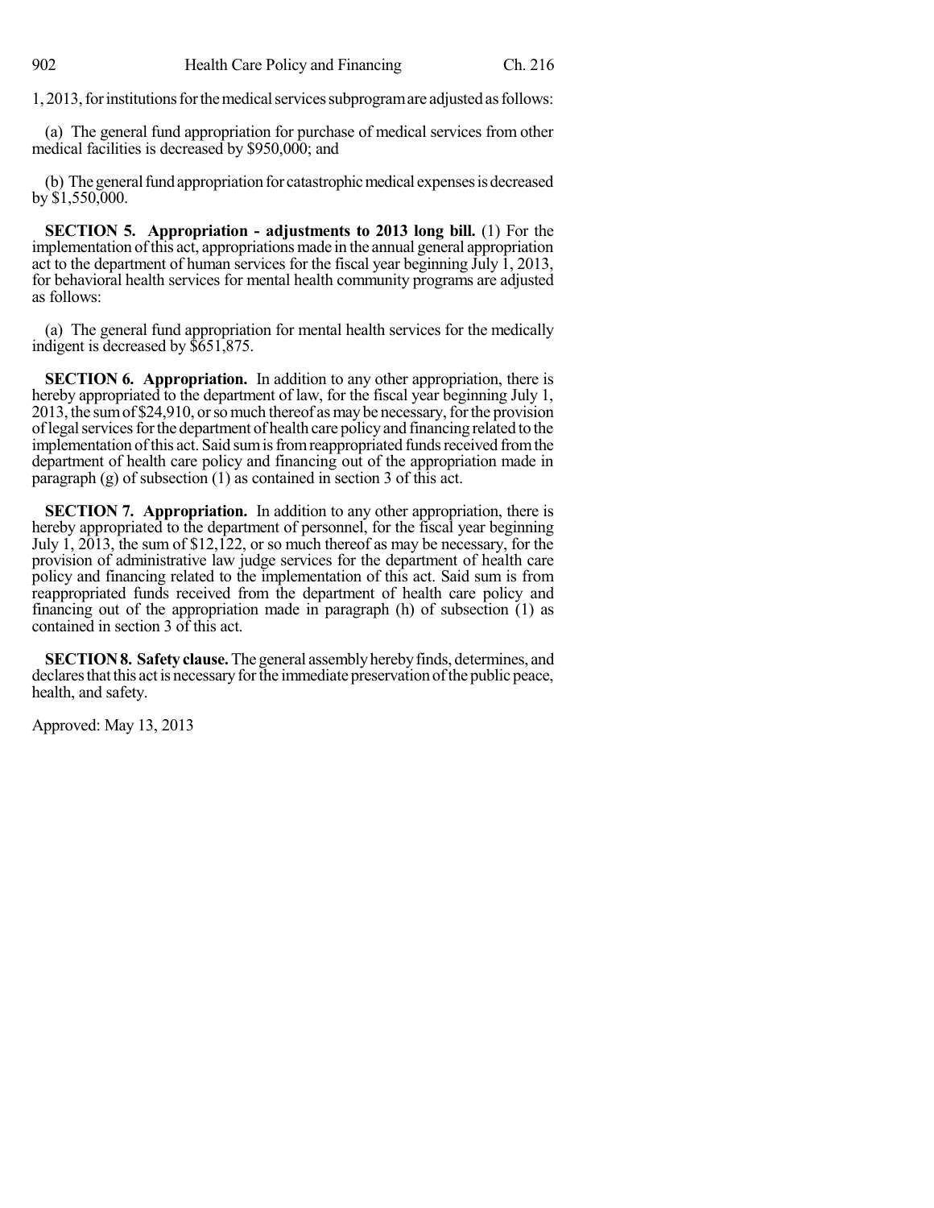1, 2013, for institutions for the medical services subprogram are adjusted as follows:

(a) The general fund appropriation for purchase of medical services from other medical facilities is decreased by $950,000; and

(b) The general fund appropriation for catastrophic medical expenses is decreased by $1,550,000.

**SECTION 5. Appropriation - adjustments to 2013 long bill.** (1) For the implementation of this act, appropriations made in the annual general appropriation act to the department of human services for the fiscal year beginning July 1, 2013, for behavioral health services for mental health community programs are adjusted as follows:

(a) The general fund appropriation for mental health services for the medically indigent is decreased by $651,875.

**SECTION 6. Appropriation.** In addition to any other appropriation, there is hereby appropriated to the department of law, for the fiscal year beginning July 1, 2013, the sum of $24,910, or so much thereof as may be necessary, for the provision of legal services for the department of health care policy and financing related to the implementation of this act. Said sum is from reappropriated funds received from the department of health care policy and financing out of the appropriation made in paragraph (g) of subsection (1) as contained in section 3 of this act.

**SECTION 7. Appropriation.** In addition to any other appropriation, there is hereby appropriated to the department of personnel, for the fiscal year beginning July 1, 2013, the sum of $12,122, or so much thereof as may be necessary, for the provision of administrative law judge services for the department of health care policy and financing related to the implementation of this act. Said sum is from reappropriated funds received from the department of health care policy and financing out of the appropriation made in paragraph (h) of subsection (1) as contained in section 3 of this act.

**SECTION 8. Safety clause.** The general assembly hereby finds, determines, and declares that this act is necessary for the immediate preservation of the public peace, health, and safety.

Approved: May 13, 2013